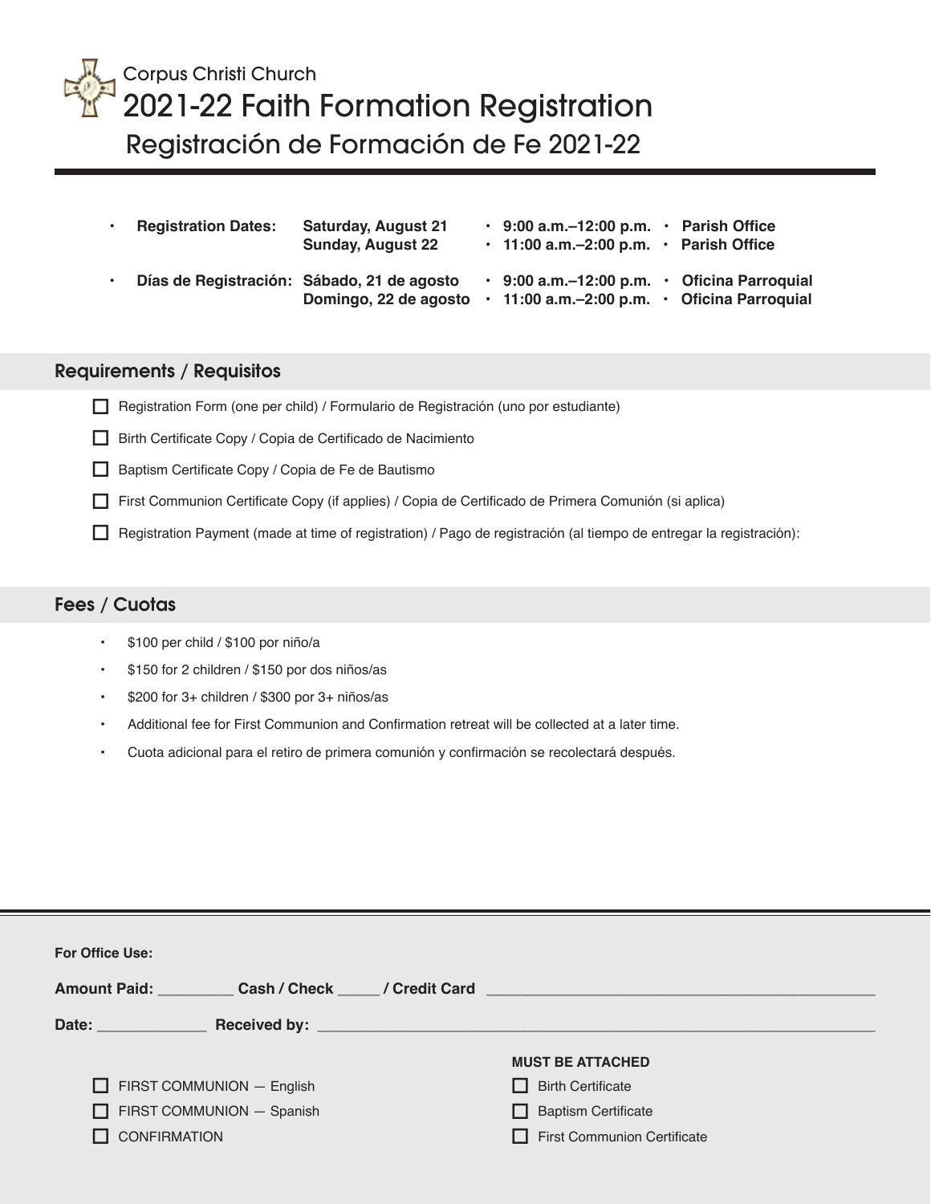Corpus Christi Church

# 2021-22 Faith Formation Registration

## Registración de Formación de Fe 2021-22

| | | | |
|---|---|---|---|
| **Registration Dates:** | **Saturday, August 21** | **9:00 a.m.–12:00 p.m.** | **Parish Office** |
| | **Sunday, August 22** | **11:00 a.m.–2:00 p.m.** | **Parish Office** |
| **Días de Registración:** | **Sábado, 21 de agosto** | **9:00 a.m.–12:00 p.m.** | **Oficina Parroquial** |
| | **Domingo, 22 de agosto** | **11:00 a.m.–2:00 p.m.** | **Oficina Parroquial** |

## Requirements / Requisitos

- ☐ Registration Form (one per child) / Formulario de Registración (uno por estudiante)
- ☐ Birth Certificate Copy / Copia de Certificado de Nacimiento
- ☐ Baptism Certificate Copy / Copia de Fe de Bautismo
- ☐ First Communion Certificate Copy (if applies) / Copia de Certificado de Primera Comunión (si aplica)
- ☐ Registration Payment (made at time of registration) / Pago de registración (al tiempo de entregar la registración):

## Fees / Cuotas

- $100 per child / $100 por niño/a
- $150 for 2 children / $150 por dos niños/as
- $200 for 3+ children / $300 por 3+ niños/as
- Additional fee for First Communion and Confirmation retreat will be collected at a later time.
- Cuota adicional para el retiro de primera comunión y confirmación se recolectará después.

---

**For Office Use:**

**Amount Paid:** _________ **Cash / Check** _____ **/ Credit Card** _______________________________________________

**Date:** _____________ **Received by:** ___________________________________________________________________

- ☐ FIRST COMMUNION — English
- ☐ FIRST COMMUNION — Spanish
- ☐ CONFIRMATION

**MUST BE ATTACHED**

- ☐ Birth Certificate
- ☐ Baptism Certificate
- ☐ First Communion Certificate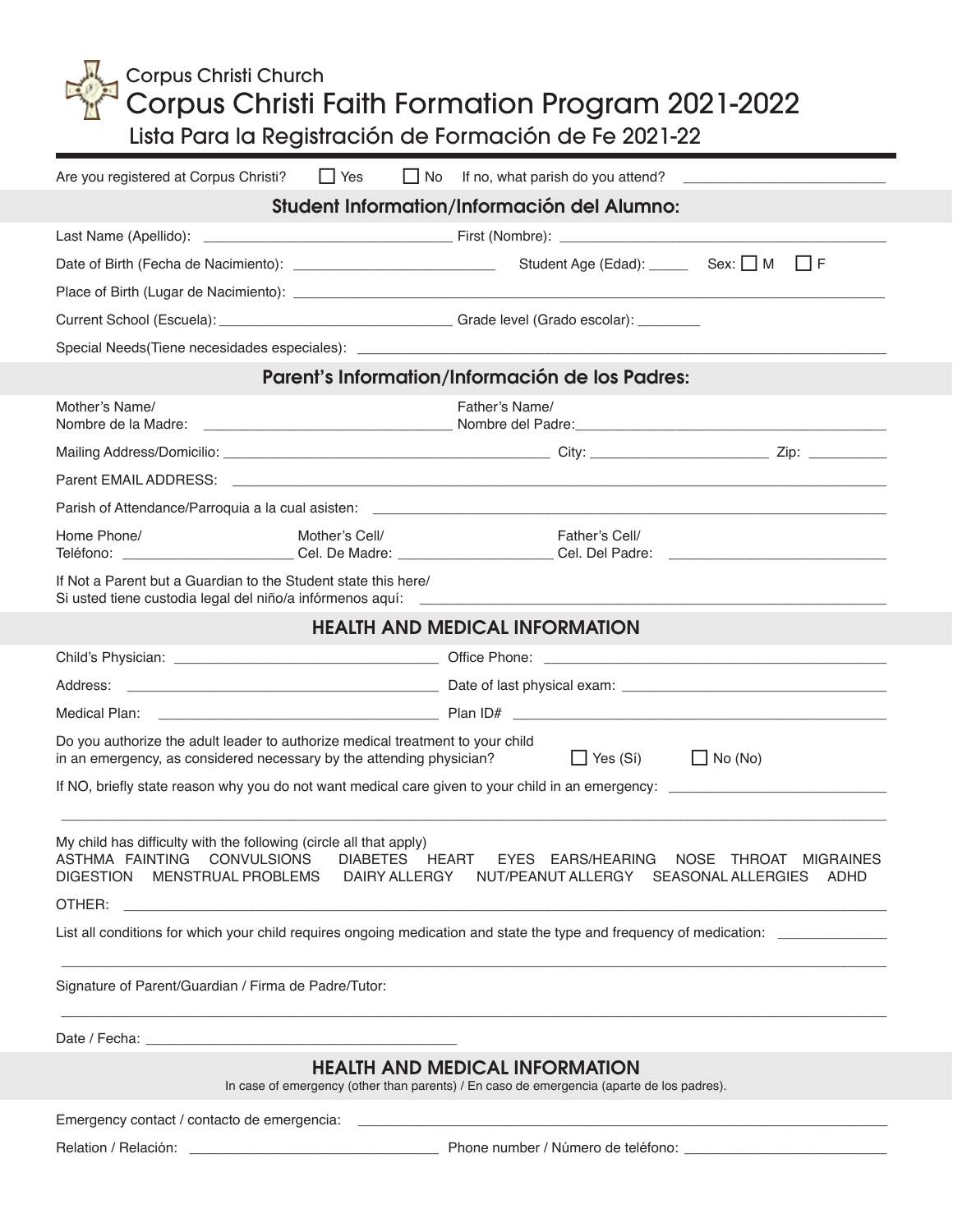Corpus Christi Church

# Corpus Christi Faith Formation Program 2021-2022

## Lista Para la Registración de Formación de Fe 2021-22

Are you registered at Corpus Christi? ☐ Yes ☐ No If no, what parish do you attend? ______________________

## Student Information/Información del Alumno:

Last Name (Apellido): ____________________________ First (Nombre): ____________________________________

Date of Birth (Fecha de Nacimiento): ______________________ Student Age (Edad): _____ Sex: ☐ M ☐ F

Place of Birth (Lugar de Nacimiento): ____________________________________________________________

Current School (Escuela): ___________________________ Grade level (Grado escolar): ________

Special Needs(Tiene necesidades especiales): ______________________________________________________

## Parent's Information/Información de los Padres:

Mother's Name/
Nombre de la Madre: ____________________________ Father's Name/
Nombre del Padre: ____________________________________

Mailing Address/Domicilio: ______________________________________ City: ____________________ Zip: __________

Parent EMAIL ADDRESS: __________________________________________________________________________

Parish of Attendance/Parroquia a la cual asisten: ______________________________________________________

Home Phone/
Teléfono: ____________________ Mother's Cell/
Cel. De Madre: ____________________ Father's Cell/
Cel. Del Padre: ____________________________

If Not a Parent but a Guardian to the Student state this here/
Si usted tiene custodia legal del niño/a infórmenos aquí: __________________________________________________

## HEALTH AND MEDICAL INFORMATION

Child's Physician: ______________________________ Office Phone: __________________________________________

Address: ______________________________________ Date of last physical exam: ___________________________________

Medical Plan: __________________________________ Plan ID# ______________________________________________

Do you authorize the adult leader to authorize medical treatment to your child in an emergency, as considered necessary by the attending physician? ☐ Yes (Sí) ☐ No (No)

If NO, briefly state reason why you do not want medical care given to your child in an emergency: ________________________

__________________________________________________________________________________________

My child has difficulty with the following (circle all that apply)
ASTHMA FAINTING CONVULSIONS DIABETES HEART EYES EARS/HEARING NOSE THROAT MIGRAINES DIGESTION MENSTRUAL PROBLEMS DAIRY ALLERGY NUT/PEANUT ALLERGY SEASONAL ALLERGIES ADHD

OTHER: __________________________________________________________________________________

List all conditions for which your child requires ongoing medication and state the type and frequency of medication: ____________

__________________________________________________________________________________________

Signature of Parent/Guardian / Firma de Padre/Tutor:

__________________________________________________________________________________________

Date / Fecha: ____________________________________

## HEALTH AND MEDICAL INFORMATION

In case of emergency (other than parents) / En caso de emergencia (aparte de los padres).

Emergency contact / contacto de emergencia: ______________________________________________________

Relation / Relación: ____________________________ Phone number / Número de teléfono: ______________________